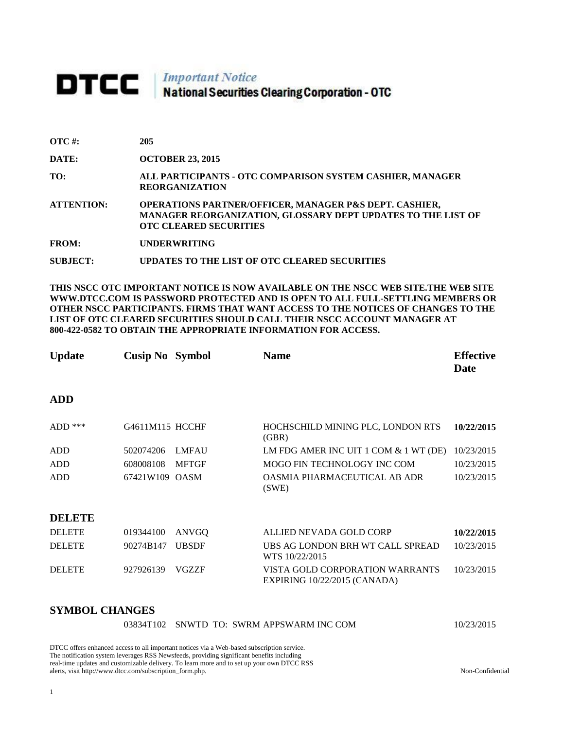# DTCC | *Important Notice* National Securities Clearing Corporation - OTC

**OTC #:** 205

**DATE:** OCTOBER 23, 2015

**TO:** ALL PARTICIPANTS - OTC COMPARISON SYSTEM CASHIER, MANAGER REORGANIZATION

**ATTENTION:** OPERATIONS PARTNER/OFFICER, MANAGER P&S DEPT. CASHIER, MANAGER REORGANIZATION, GLOSSARY DEPT UPDATES TO THE LIST OF OTC CLEARED SECURITIES

**FROM:** UNDERWRITING

**SUBJECT:** UPDATES TO THE LIST OF OTC CLEARED SECURITIES

**THIS NSCC OTC IMPORTANT NOTICE IS NOW AVAILABLE ON THE NSCC WEB SITE.THE WEB SITE WWW.DTCC.COM IS PASSWORD PROTECTED AND IS OPEN TO ALL FULL-SETTLING MEMBERS OR OTHER NSCC PARTICIPANTS. FIRMS THAT WANT ACCESS TO THE NOTICES OF CHANGES TO THE LIST OF OTC CLEARED SECURITIES SHOULD CALL THEIR NSCC ACCOUNT MANAGER AT 800-422-0582 TO OBTAIN THE APPROPRIATE INFORMATION FOR ACCESS.**

| Update | Cusip No | Symbol | Name | Effective Date |
|---|---|---|---|---|
| **ADD** | | | | |
| ADD *** | G4611M115 | HCCHF | HOCHSCHILD MINING PLC, LONDON RTS (GBR) | **10/22/2015** |
| ADD | 502074206 | LMFAU | LM FDG AMER INC UIT 1 COM & 1 WT (DE) | 10/23/2015 |
| ADD | 608008108 | MFTGF | MOGO FIN TECHNOLOGY INC COM | 10/23/2015 |
| ADD | 67421W109 | OASM | OASMIA PHARMACEUTICAL AB ADR (SWE) | 10/23/2015 |
| **DELETE** | | | | |
| DELETE | 019344100 | ANVGQ | ALLIED NEVADA GOLD CORP | **10/22/2015** |
| DELETE | 90274B147 | UBSDF | UBS AG LONDON BRH WT CALL SPREAD WTS 10/22/2015 | 10/23/2015 |
| DELETE | 927926139 | VGZZF | VISTA GOLD CORPORATION WARRANTS EXPIRING 10/22/2015 (CANADA) | 10/23/2015 |

## SYMBOL CHANGES

| Cusip No | Old Symbol | New Symbol | Name | Effective Date |
|---|---|---|---|---|
| 03834T102 | SNWTD | TO: SWRM | APPSWARM INC COM | 10/23/2015 |

DTCC offers enhanced access to all important notices via a Web-based subscription service. The notification system leverages RSS Newsfeeds, providing significant benefits including real-time updates and customizable delivery. To learn more and to set up your own DTCC RSS alerts, visit http://www.dtcc.com/subscription_form.php.

Non-Confidential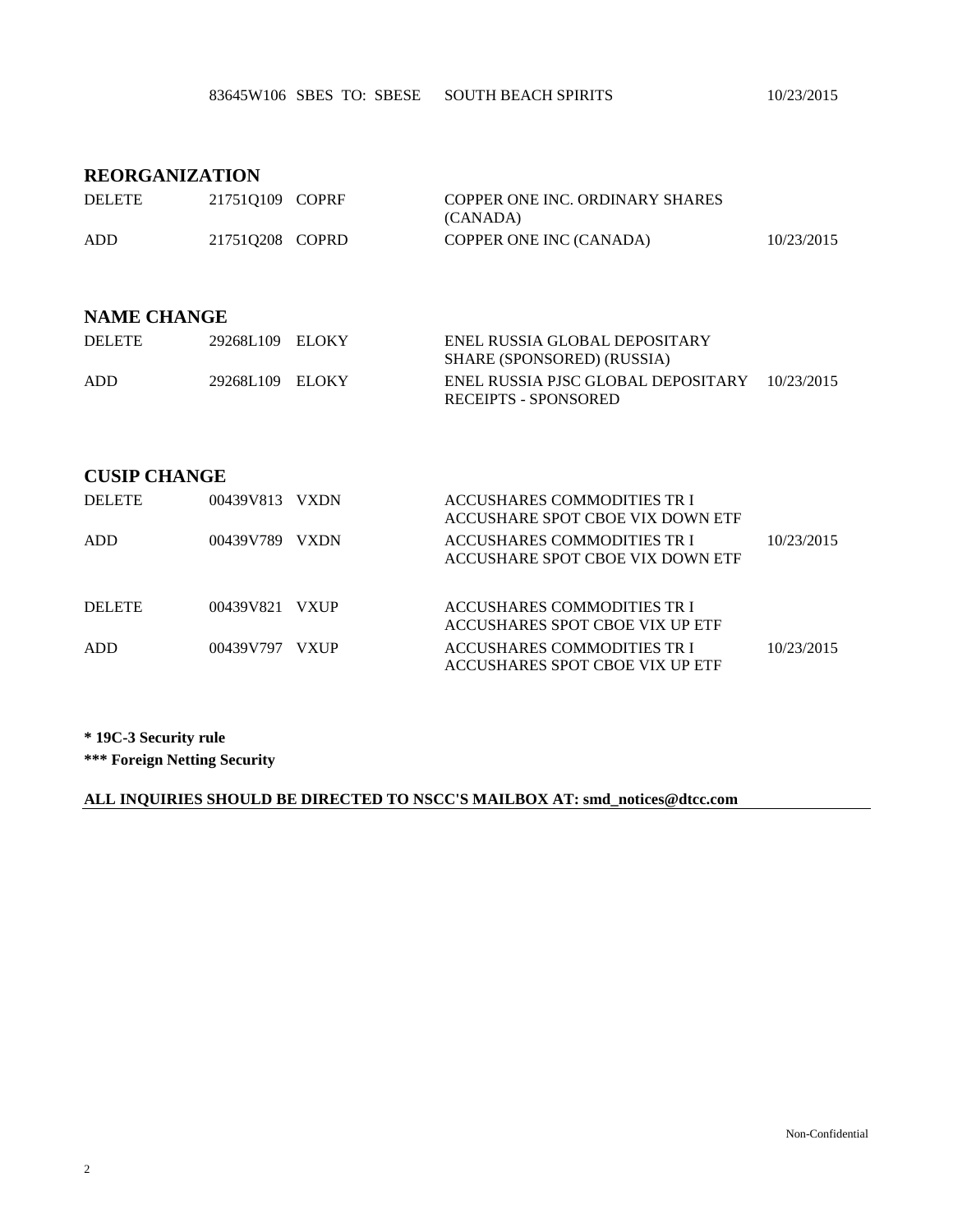| | | | | |
|---|---|---|---|---|
| | 83645W106 | SBES TO: SBESE | SOUTH BEACH SPIRITS | 10/23/2015 |

## REORGANIZATION

| | | | | |
|---|---|---|---|---|
| DELETE | 21751Q109 | COPRF | COPPER ONE INC. ORDINARY SHARES (CANADA) | |
| ADD | 21751Q208 | COPRD | COPPER ONE INC (CANADA) | 10/23/2015 |

## NAME CHANGE

| | | | | |
|---|---|---|---|---|
| DELETE | 29268L109 | ELOKY | ENEL RUSSIA GLOBAL DEPOSITARY SHARE (SPONSORED) (RUSSIA) | |
| ADD | 29268L109 | ELOKY | ENEL RUSSIA PJSC GLOBAL DEPOSITARY RECEIPTS - SPONSORED | 10/23/2015 |

## CUSIP CHANGE

| | | | | |
|---|---|---|---|---|
| DELETE | 00439V813 | VXDN | ACCUSHARES COMMODITIES TR I ACCUSHARE SPOT CBOE VIX DOWN ETF | |
| ADD | 00439V789 | VXDN | ACCUSHARES COMMODITIES TR I ACCUSHARE SPOT CBOE VIX DOWN ETF | 10/23/2015 |
| DELETE | 00439V821 | VXUP | ACCUSHARES COMMODITIES TR I ACCUSHARES SPOT CBOE VIX UP ETF | |
| ADD | 00439V797 | VXUP | ACCUSHARES COMMODITIES TR I ACCUSHARES SPOT CBOE VIX UP ETF | 10/23/2015 |

**\* 19C-3 Security rule**

**\*\*\* Foreign Netting Security**

**ALL INQUIRIES SHOULD BE DIRECTED TO NSCC'S MAILBOX AT: smd_notices@dtcc.com**

Non-Confidential